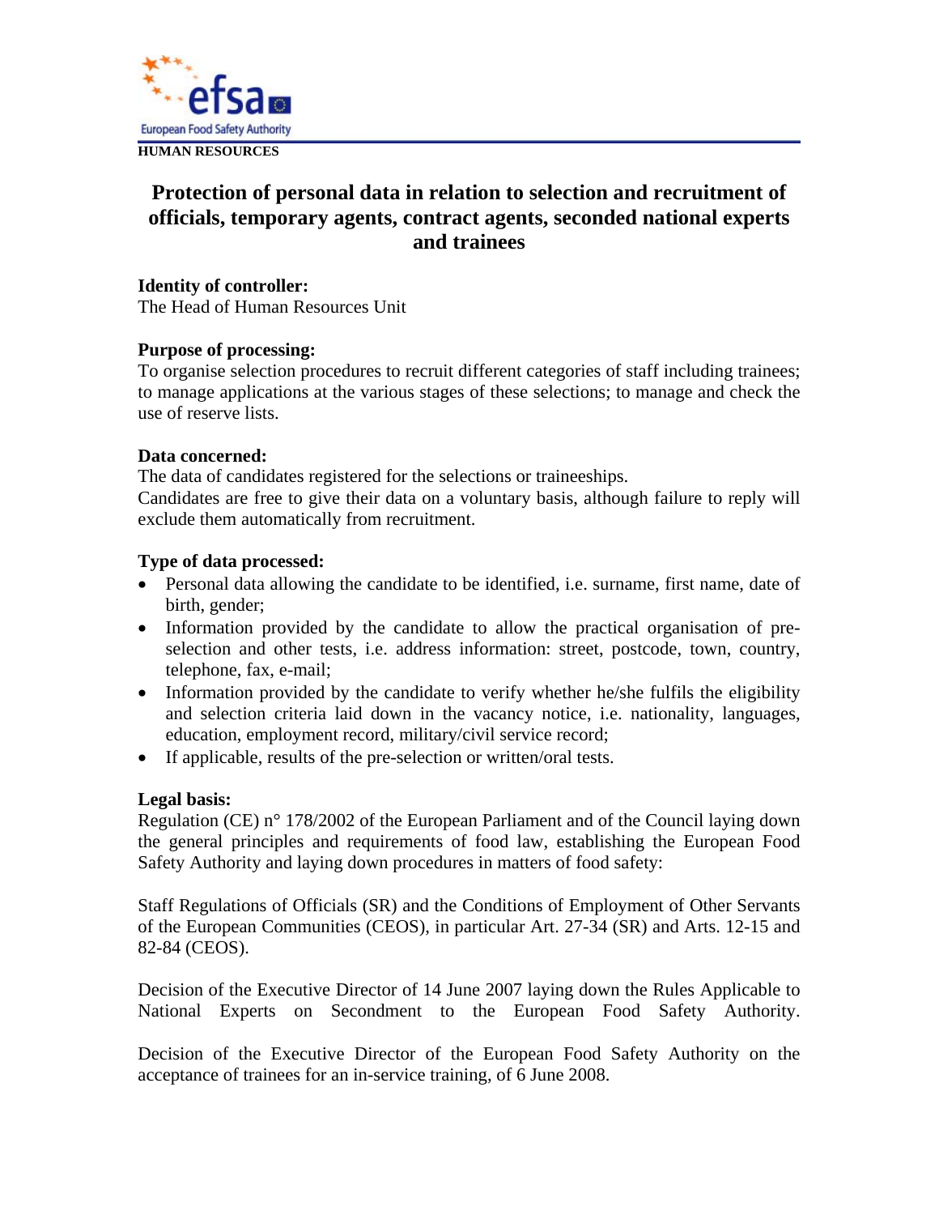HUMAN RESOURCES

# Protection of personal data in relation to selection and recruitment of officials, temporary agents, contract agents, seconded national experts and trainees

**Identity of controller:**
The Head of Human Resources Unit

**Purpose of processing:**
To organise selection procedures to recruit different categories of staff including trainees; to manage applications at the various stages of these selections; to manage and check the use of reserve lists.

**Data concerned:**
The data of candidates registered for the selections or traineeships.
Candidates are free to give their data on a voluntary basis, although failure to reply will exclude them automatically from recruitment.

**Type of data processed:**

- Personal data allowing the candidate to be identified, i.e. surname, first name, date of birth, gender;
- Information provided by the candidate to allow the practical organisation of pre-selection and other tests, i.e. address information: street, postcode, town, country, telephone, fax, e-mail;
- Information provided by the candidate to verify whether he/she fulfils the eligibility and selection criteria laid down in the vacancy notice, i.e. nationality, languages, education, employment record, military/civil service record;
- If applicable, results of the pre-selection or written/oral tests.

**Legal basis:**
Regulation (CE) n° 178/2002 of the European Parliament and of the Council laying down the general principles and requirements of food law, establishing the European Food Safety Authority and laying down procedures in matters of food safety:

Staff Regulations of Officials (SR) and the Conditions of Employment of Other Servants of the European Communities (CEOS), in particular Art. 27-34 (SR) and Arts. 12-15 and 82-84 (CEOS).

Decision of the Executive Director of 14 June 2007 laying down the Rules Applicable to National Experts on Secondment to the European Food Safety Authority.

Decision of the Executive Director of the European Food Safety Authority on the acceptance of trainees for an in-service training, of 6 June 2008.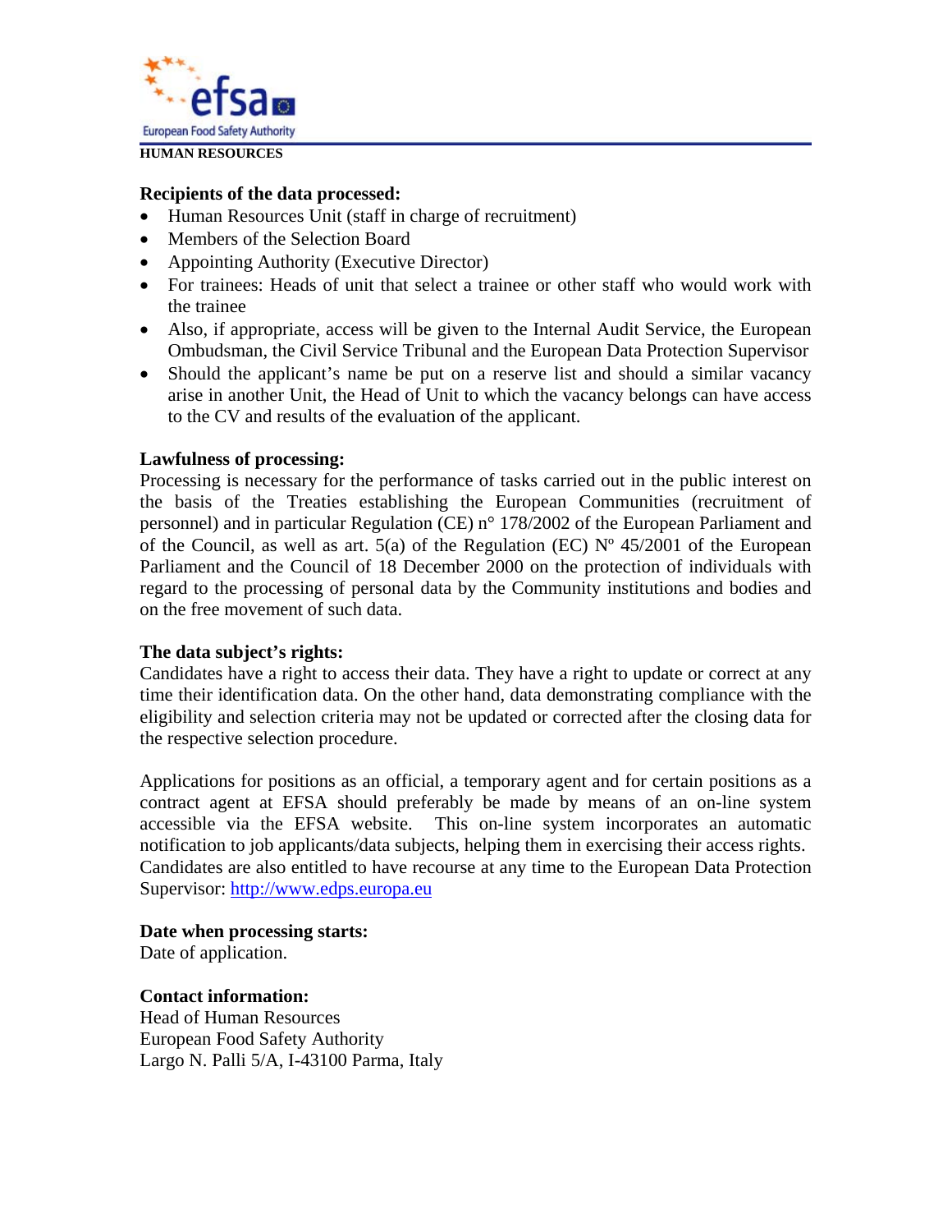**Recipients of the data processed:**

- Human Resources Unit (staff in charge of recruitment)
- Members of the Selection Board
- Appointing Authority (Executive Director)
- For trainees: Heads of unit that select a trainee or other staff who would work with the trainee
- Also, if appropriate, access will be given to the Internal Audit Service, the European Ombudsman, the Civil Service Tribunal and the European Data Protection Supervisor
- Should the applicant's name be put on a reserve list and should a similar vacancy arise in another Unit, the Head of Unit to which the vacancy belongs can have access to the CV and results of the evaluation of the applicant.

**Lawfulness of processing:**

Processing is necessary for the performance of tasks carried out in the public interest on the basis of the Treaties establishing the European Communities (recruitment of personnel) and in particular Regulation (CE) n° 178/2002 of the European Parliament and of the Council, as well as art. 5(a) of the Regulation (EC) Nº 45/2001 of the European Parliament and the Council of 18 December 2000 on the protection of individuals with regard to the processing of personal data by the Community institutions and bodies and on the free movement of such data.

**The data subject's rights:**

Candidates have a right to access their data. They have a right to update or correct at any time their identification data. On the other hand, data demonstrating compliance with the eligibility and selection criteria may not be updated or corrected after the closing data for the respective selection procedure.

Applications for positions as an official, a temporary agent and for certain positions as a contract agent at EFSA should preferably be made by means of an on-line system accessible via the EFSA website. This on-line system incorporates an automatic notification to job applicants/data subjects, helping them in exercising their access rights. Candidates are also entitled to have recourse at any time to the European Data Protection Supervisor: http://www.edps.europa.eu

**Date when processing starts:**

Date of application.

**Contact information:**

Head of Human Resources
European Food Safety Authority
Largo N. Palli 5/A, I-43100 Parma, Italy